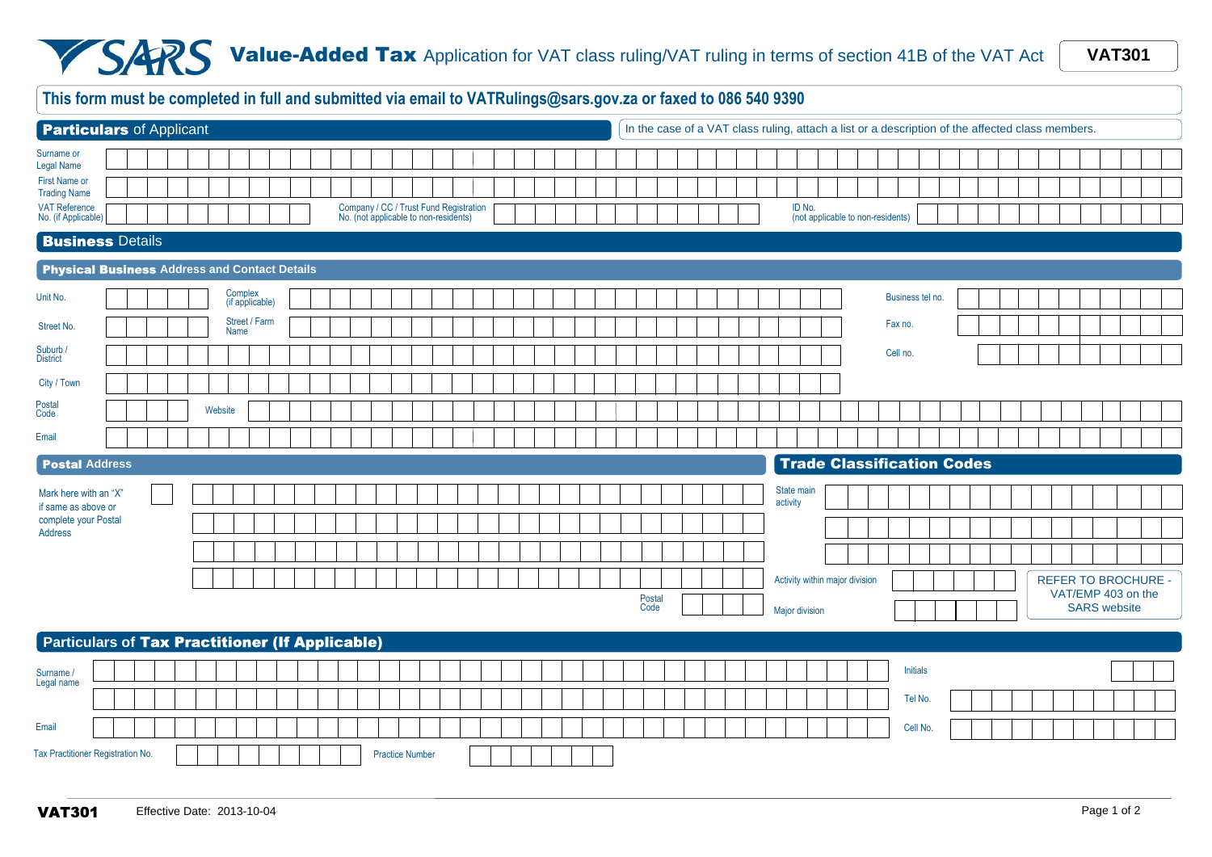# SARS Value-Added Tax Application for VAT class ruling/VAT ruling in terms of section 41B of the VAT Act

**VAT301**

**This form must be completed in full and submitted via email to VATRulings@sars.gov.za or faxed to 086 540 9390**

## Particulars of Applicant

In the case of a VAT class ruling, attach a list or a description of the affected class members.

Surname or Legal Name

First Name or Trading Name

VAT Reference No. (if Applicable)

Company / CC / Trust Fund Registration No. (not applicable to non-residents)

ID No. (not applicable to non-residents)

## Business Details

### Physical Business Address and Contact Details

Unit No.

Complex (if applicable)

Business tel no.

Street No.

Street / Farm Name

Fax no.

Suburb / District

Cell no.

City / Town

Postal Code

Website

Email

### Postal Address

Mark here with an "X" if same as above or complete your Postal Address

Postal Code

### Trade Classification Codes

State main activity

Activity within major division

Major division

REFER TO BROCHURE - VAT/EMP 403 on the SARS website

## Particulars of Tax Practitioner (If Applicable)

Surname / Legal name

Initials

Tel No.

Email

Cell No.

Tax Practitioner Registration No.

Practice Number

VAT301 Effective Date: 2013-10-04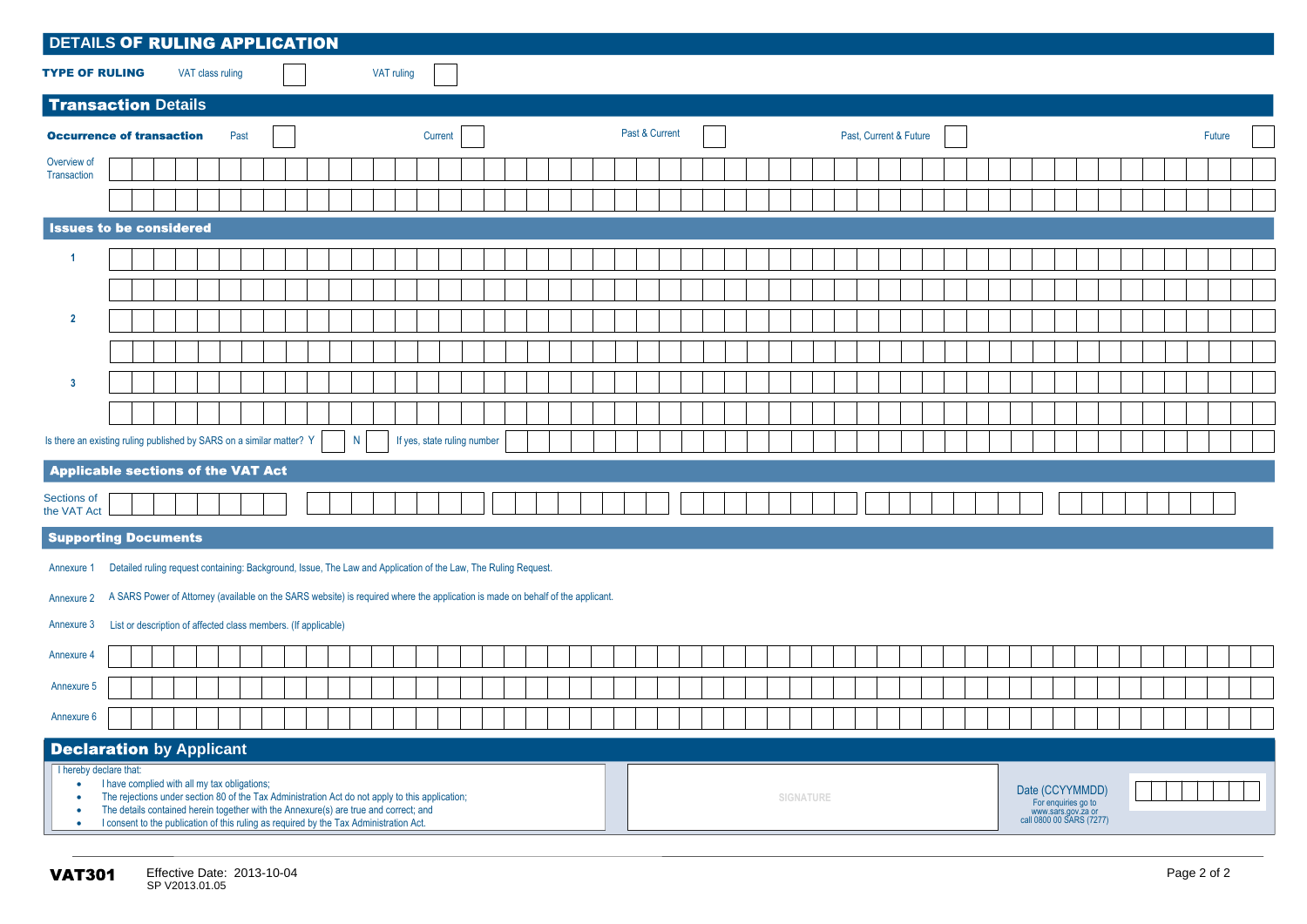# DETAILS OF RULING APPLICATION

**TYPE OF RULING** VAT class ruling ☐ VAT ruling ☐

## Transaction Details

**Occurrence of transaction** Past ☐ Current ☐ Past & Current ☐ Past, Current & Future ☐ Future ☐

Overview of Transaction

## Issues to be considered

1

2

3

Is there an existing ruling published by SARS on a similar matter? Y ☐ N ☐ If yes, state ruling number

## Applicable sections of the VAT Act

Sections of the VAT Act

## Supporting Documents

Annexure 1 Detailed ruling request containing: Background, Issue, The Law and Application of the Law, The Ruling Request.

Annexure 2 A SARS Power of Attorney (available on the SARS website) is required where the application is made on behalf of the applicant.

Annexure 3 List or description of affected class members. (If applicable)

Annexure 4

Annexure 5

Annexure 6

## Declaration by Applicant

I hereby declare that:

- I have complied with all my tax obligations;
- The rejections under section 80 of the Tax Administration Act do not apply to this application;
- The details contained herein together with the Annexure(s) are true and correct; and
- I consent to the publication of this ruling as required by the Tax Administration Act.

SIGNATURE

Date (CCYYMMDD)

For enquiries go to www.sars.gov.za or call 0800 00 SARS (7277)

**VAT301** Effective Date: 2013-10-04
SP V2013.01.05